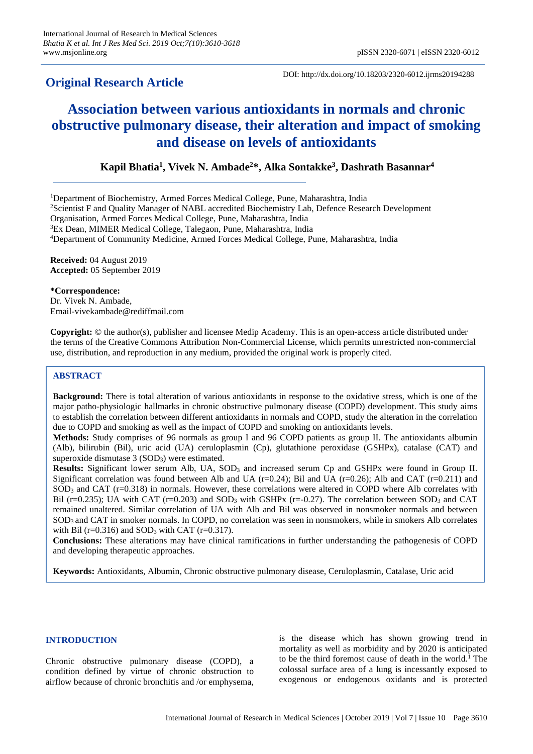**Original Research Article**

DOI: http://dx.doi.org/10.18203/2320-6012.ijrms20194288

# Association between various antioxidants in normals and chronic obstructive pulmonary disease, their alteration and impact of smoking and disease on levels of antioxidants

**Kapil Bhatia[1], Vivek N. Ambade[2]*, Alka Sontakke[3], Dashrath Basannar[4]**

[1]Department of Biochemistry, Armed Forces Medical College, Pune, Maharashtra, India
[2]Scientist F and Quality Manager of NABL accredited Biochemistry Lab, Defence Research Development Organisation, Armed Forces Medical College, Pune, Maharashtra, India
[3]Ex Dean, MIMER Medical College, Talegaon, Pune, Maharashtra, India
[4]Department of Community Medicine, Armed Forces Medical College, Pune, Maharashtra, India

**Received:** 04 August 2019
**Accepted:** 05 September 2019

***Correspondence:**
Dr. Vivek N. Ambade,
Email-vivekambade@rediffmail.com

**Copyright:** © the author(s), publisher and licensee Medip Academy. This is an open-access article distributed under the terms of the Creative Commons Attribution Non-Commercial License, which permits unrestricted non-commercial use, distribution, and reproduction in any medium, provided the original work is properly cited.

## ABSTRACT

**Background:** There is total alteration of various antioxidants in response to the oxidative stress, which is one of the major patho-physiologic hallmarks in chronic obstructive pulmonary disease (COPD) development. This study aims to establish the correlation between different antioxidants in normals and COPD, study the alteration in the correlation due to COPD and smoking as well as the impact of COPD and smoking on antioxidants levels.

**Methods:** Study comprises of 96 normals as group I and 96 COPD patients as group II. The antioxidants albumin (Alb), bilirubin (Bil), uric acid (UA) ceruloplasmin (Cp), glutathione peroxidase (GSHPx), catalase (CAT) and superoxide dismutase 3 ($SOD_3$) were estimated.

**Results:** Significant lower serum Alb, UA, $SOD_3$ and increased serum Cp and GSHPx were found in Group II. Significant correlation was found between Alb and UA (r=0.24); Bil and UA (r=0.26); Alb and CAT (r=0.211) and $SOD_3$ and CAT (r=0.318) in normals. However, these correlations were altered in COPD where Alb correlates with Bil (r=0.235); UA with CAT (r=0.203) and $SOD_3$ with GSHPx (r=-0.27). The correlation between $SOD_3$ and CAT remained unaltered. Similar correlation of UA with Alb and Bil was observed in nonsmoker normals and between $SOD_3$ and CAT in smoker normals. In COPD, no correlation was seen in nonsmokers, while in smokers Alb correlates with Bil (r=0.316) and $SOD_3$ with CAT (r=0.317).

**Conclusions:** These alterations may have clinical ramifications in further understanding the pathogenesis of COPD and developing therapeutic approaches.

**Keywords:** Antioxidants, Albumin, Chronic obstructive pulmonary disease, Ceruloplasmin, Catalase, Uric acid

## INTRODUCTION

Chronic obstructive pulmonary disease (COPD), a condition defined by virtue of chronic obstruction to airflow because of chronic bronchitis and /or emphysema, is the disease which has shown growing trend in mortality as well as morbidity and by 2020 is anticipated to be the third foremost cause of death in the world.[1] The colossal surface area of a lung is incessantly exposed to exogenous or endogenous oxidants and is protected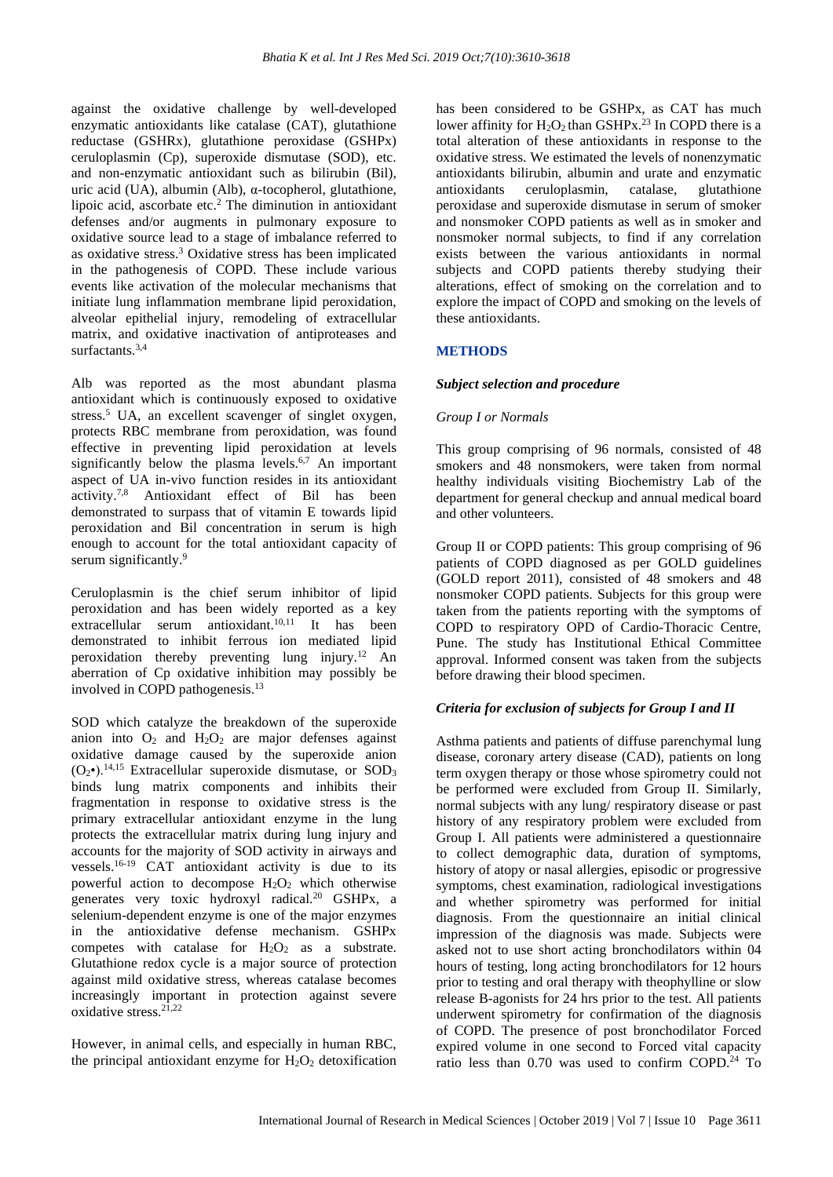against the oxidative challenge by well-developed enzymatic antioxidants like catalase (CAT), glutathione reductase (GSHRx), glutathione peroxidase (GSHPx) ceruloplasmin (Cp), superoxide dismutase (SOD), etc. and non-enzymatic antioxidant such as bilirubin (Bil), uric acid (UA), albumin (Alb), α-tocopherol, glutathione, lipoic acid, ascorbate etc.[2] The diminution in antioxidant defenses and/or augments in pulmonary exposure to oxidative source lead to a stage of imbalance referred to as oxidative stress.[3] Oxidative stress has been implicated in the pathogenesis of COPD. These include various events like activation of the molecular mechanisms that initiate lung inflammation membrane lipid peroxidation, alveolar epithelial injury, remodeling of extracellular matrix, and oxidative inactivation of antiproteases and surfactants.[3,4]

Alb was reported as the most abundant plasma antioxidant which is continuously exposed to oxidative stress.[5] UA, an excellent scavenger of singlet oxygen, protects RBC membrane from peroxidation, was found effective in preventing lipid peroxidation at levels significantly below the plasma levels.[6,7] An important aspect of UA in-vivo function resides in its antioxidant activity.[7,8] Antioxidant effect of Bil has been demonstrated to surpass that of vitamin E towards lipid peroxidation and Bil concentration in serum is high enough to account for the total antioxidant capacity of serum significantly.[9]

Ceruloplasmin is the chief serum inhibitor of lipid peroxidation and has been widely reported as a key extracellular serum antioxidant.[10,11] It has been demonstrated to inhibit ferrous ion mediated lipid peroxidation thereby preventing lung injury.[12] An aberration of Cp oxidative inhibition may possibly be involved in COPD pathogenesis.[13]

SOD which catalyze the breakdown of the superoxide anion into $O_2$ and $H_2O_2$ are major defenses against oxidative damage caused by the superoxide anion ($O_2$•).[14,15] Extracellular superoxide dismutase, or $SOD_3$ binds lung matrix components and inhibits their fragmentation in response to oxidative stress is the primary extracellular antioxidant enzyme in the lung protects the extracellular matrix during lung injury and accounts for the majority of SOD activity in airways and vessels.[16-19] CAT antioxidant activity is due to its powerful action to decompose $H_2O_2$ which otherwise generates very toxic hydroxyl radical.[20] GSHPx, a selenium-dependent enzyme is one of the major enzymes in the antioxidative defense mechanism. GSHPx competes with catalase for $H_2O_2$ as a substrate. Glutathione redox cycle is a major source of protection against mild oxidative stress, whereas catalase becomes increasingly important in protection against severe oxidative stress.[21,22]

However, in animal cells, and especially in human RBC, the principal antioxidant enzyme for $H_2O_2$ detoxification has been considered to be GSHPx, as CAT has much lower affinity for $H_2O_2$ than GSHPx.[23] In COPD there is a total alteration of these antioxidants in response to the oxidative stress. We estimated the levels of nonenzymatic antioxidants bilirubin, albumin and urate and enzymatic antioxidants ceruloplasmin, catalase, glutathione peroxidase and superoxide dismutase in serum of smoker and nonsmoker COPD patients as well as in smoker and nonsmoker normal subjects, to find if any correlation exists between the various antioxidants in normal subjects and COPD patients thereby studying their alterations, effect of smoking on the correlation and to explore the impact of COPD and smoking on the levels of these antioxidants.

## METHODS

### *Subject selection and procedure*

*Group I or Normals*

This group comprising of 96 normals, consisted of 48 smokers and 48 nonsmokers, were taken from normal healthy individuals visiting Biochemistry Lab of the department for general checkup and annual medical board and other volunteers.

Group II or COPD patients: This group comprising of 96 patients of COPD diagnosed as per GOLD guidelines (GOLD report 2011), consisted of 48 smokers and 48 nonsmoker COPD patients. Subjects for this group were taken from the patients reporting with the symptoms of COPD to respiratory OPD of Cardio-Thoracic Centre, Pune. The study has Institutional Ethical Committee approval. Informed consent was taken from the subjects before drawing their blood specimen.

### *Criteria for exclusion of subjects for Group I and II*

Asthma patients and patients of diffuse parenchymal lung disease, coronary artery disease (CAD), patients on long term oxygen therapy or those whose spirometry could not be performed were excluded from Group II. Similarly, normal subjects with any lung/ respiratory disease or past history of any respiratory problem were excluded from Group I. All patients were administered a questionnaire to collect demographic data, duration of symptoms, history of atopy or nasal allergies, episodic or progressive symptoms, chest examination, radiological investigations and whether spirometry was performed for initial diagnosis. From the questionnaire an initial clinical impression of the diagnosis was made. Subjects were asked not to use short acting bronchodilators within 04 hours of testing, long acting bronchodilators for 12 hours prior to testing and oral therapy with theophylline or slow release B-agonists for 24 hrs prior to the test. All patients underwent spirometry for confirmation of the diagnosis of COPD. The presence of post bronchodilator Forced expired volume in one second to Forced vital capacity ratio less than 0.70 was used to confirm COPD.[24] To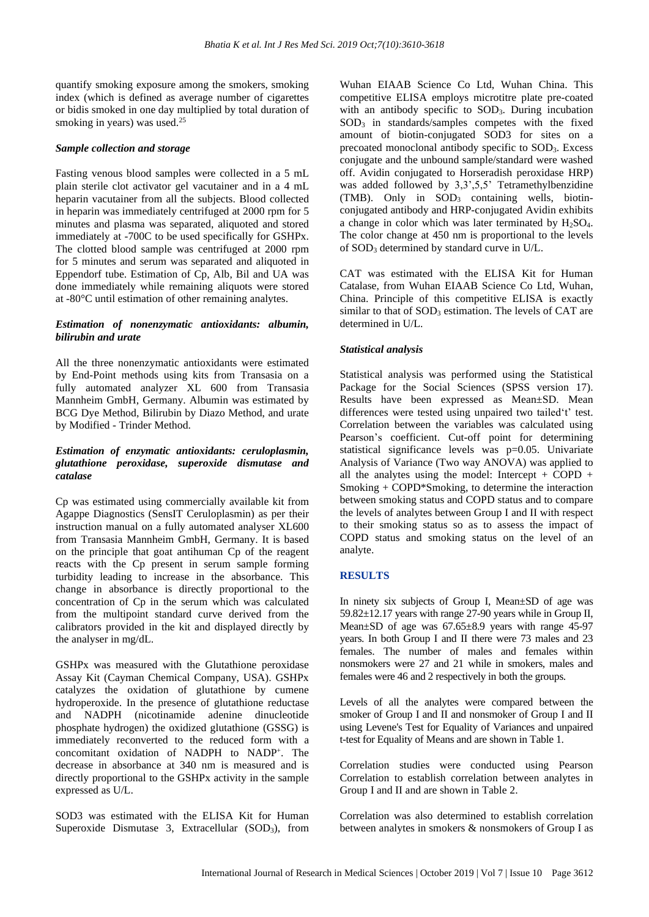quantify smoking exposure among the smokers, smoking index (which is defined as average number of cigarettes or bidis smoked in one day multiplied by total duration of smoking in years) was used.[25]

### *Sample collection and storage*

Fasting venous blood samples were collected in a 5 mL plain sterile clot activator gel vacutainer and in a 4 mL heparin vacutainer from all the subjects. Blood collected in heparin was immediately centrifuged at 2000 rpm for 5 minutes and plasma was separated, aliquoted and stored immediately at -700C to be used specifically for GSHPx. The clotted blood sample was centrifuged at 2000 rpm for 5 minutes and serum was separated and aliquoted in Eppendorf tube. Estimation of Cp, Alb, Bil and UA was done immediately while remaining aliquots were stored at -80°C until estimation of other remaining analytes.

### *Estimation of nonenzymatic antioxidants: albumin, bilirubin and urate*

All the three nonenzymatic antioxidants were estimated by End-Point methods using kits from Transasia on a fully automated analyzer XL 600 from Transasia Mannheim GmbH, Germany. Albumin was estimated by BCG Dye Method, Bilirubin by Diazo Method, and urate by Modified - Trinder Method.

### *Estimation of enzymatic antioxidants: ceruloplasmin, glutathione peroxidase, superoxide dismutase and catalase*

Cp was estimated using commercially available kit from Agappe Diagnostics (SensIT Ceruloplasmin) as per their instruction manual on a fully automated analyser XL600 from Transasia Mannheim GmbH, Germany. It is based on the principle that goat antihuman Cp of the reagent reacts with the Cp present in serum sample forming turbidity leading to increase in the absorbance. This change in absorbance is directly proportional to the concentration of Cp in the serum which was calculated from the multipoint standard curve derived from the calibrators provided in the kit and displayed directly by the analyser in mg/dL.

GSHPx was measured with the Glutathione peroxidase Assay Kit (Cayman Chemical Company, USA). GSHPx catalyzes the oxidation of glutathione by cumene hydroperoxide. In the presence of glutathione reductase and NADPH (nicotinamide adenine dinucleotide phosphate hydrogen) the oxidized glutathione (GSSG) is immediately reconverted to the reduced form with a concomitant oxidation of NADPH to $NADP^+$. The decrease in absorbance at 340 nm is measured and is directly proportional to the GSHPx activity in the sample expressed as U/L.

SOD3 was estimated with the ELISA Kit for Human Superoxide Dismutase 3, Extracellular ($SOD_3$), from Wuhan EIAAB Science Co Ltd, Wuhan China. This competitive ELISA employs microtitre plate pre-coated with an antibody specific to $SOD_3$. During incubation $SOD_3$ in standards/samples competes with the fixed amount of biotin-conjugated SOD3 for sites on a precoated monoclonal antibody specific to $SOD_3$. Excess conjugate and the unbound sample/standard were washed off. Avidin conjugated to Horseradish peroxidase HRP) was added followed by 3,3',5,5' Tetramethylbenzidine (TMB). Only in $SOD_3$ containing wells, biotin-conjugated antibody and HRP-conjugated Avidin exhibits a change in color which was later terminated by $H_2SO_4$. The color change at 450 nm is proportional to the levels of $SOD_3$ determined by standard curve in U/L.

CAT was estimated with the ELISA Kit for Human Catalase, from Wuhan EIAAB Science Co Ltd, Wuhan, China. Principle of this competitive ELISA is exactly similar to that of $SOD_3$ estimation. The levels of CAT are determined in U/L.

### *Statistical analysis*

Statistical analysis was performed using the Statistical Package for the Social Sciences (SPSS version 17). Results have been expressed as Mean±SD. Mean differences were tested using unpaired two tailed't' test. Correlation between the variables was calculated using Pearson's coefficient. Cut-off point for determining statistical significance levels was p=0.05. Univariate Analysis of Variance (Two way ANOVA) was applied to all the analytes using the model: Intercept + COPD + Smoking + COPD*Smoking, to determine the interaction between smoking status and COPD status and to compare the levels of analytes between Group I and II with respect to their smoking status so as to assess the impact of COPD status and smoking status on the level of an analyte.

## RESULTS

In ninety six subjects of Group I, Mean±SD of age was 59.82±12.17 years with range 27-90 years while in Group II, Mean±SD of age was 67.65±8.9 years with range 45-97 years. In both Group I and II there were 73 males and 23 females. The number of males and females within nonsmokers were 27 and 21 while in smokers, males and females were 46 and 2 respectively in both the groups.

Levels of all the analytes were compared between the smoker of Group I and II and nonsmoker of Group I and II using Levene's Test for Equality of Variances and unpaired t-test for Equality of Means and are shown in Table 1.

Correlation studies were conducted using Pearson Correlation to establish correlation between analytes in Group I and II and are shown in Table 2.

Correlation was also determined to establish correlation between analytes in smokers & nonsmokers of Group I as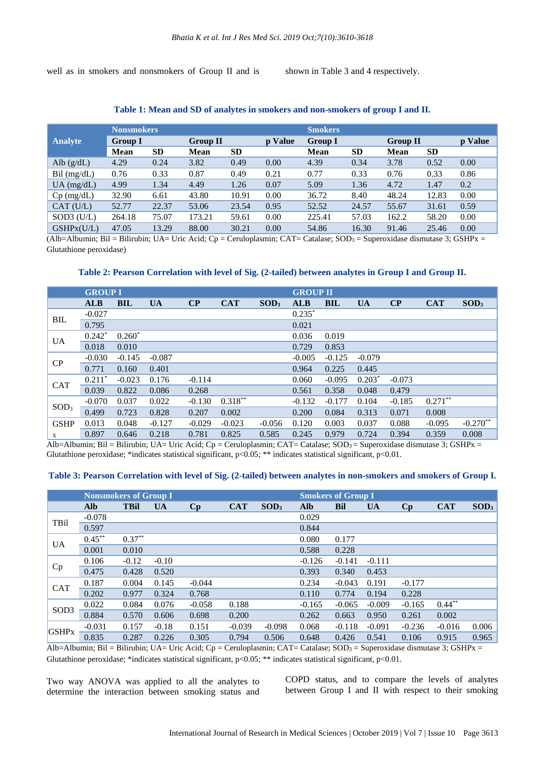well as in smokers and nonsmokers of Group II and is shown in Table 3 and 4 respectively.

**Table 1: Mean and SD of analytes in smokers and non-smokers of group I and II.**

| Analyte | Nonsmokers | | | | | Smokers | | | | |
|---|---|---|---|---|---|---|---|---|---|---|
| | Group I | | Group II | | p Value | Group I | | Group II | | p Value |
| | Mean | SD | Mean | SD | | Mean | SD | Mean | SD | |
| Alb (g/dL) | 4.29 | 0.24 | 3.82 | 0.49 | 0.00 | 4.39 | 0.34 | 3.78 | 0.52 | 0.00 |
| Bil (mg/dL) | 0.76 | 0.33 | 0.87 | 0.49 | 0.21 | 0.77 | 0.33 | 0.76 | 0.33 | 0.86 |
| UA (mg/dL) | 4.99 | 1.34 | 4.49 | 1.26 | 0.07 | 5.09 | 1.36 | 4.72 | 1.47 | 0.2 |
| Cp (mg/dL) | 32.90 | 6.61 | 43.80 | 10.91 | 0.00 | 36.72 | 8.40 | 48.24 | 12.83 | 0.00 |
| CAT (U/L) | 52.77 | 22.37 | 53.06 | 23.54 | 0.95 | 52.52 | 24.57 | 55.67 | 31.61 | 0.59 |
| SOD3 (U/L) | 264.18 | 75.07 | 173.21 | 59.61 | 0.00 | 225.41 | 57.03 | 162.2 | 58.20 | 0.00 |
| GSHPx(U/L) | 47.05 | 13.29 | 88.00 | 30.21 | 0.00 | 54.86 | 16.30 | 91.46 | 25.46 | 0.00 |

(Alb=Albumin; Bil = Bilirubin; UA= Uric Acid; Cp = Ceruloplasmin; CAT= Catalase; $SOD_3$ = Superoxidase dismutase 3; GSHPx = Glutathione peroxidase)

**Table 2: Pearson Correlation with level of Sig. (2-tailed) between analytes in Group I and Group II.**

| | GROUP I | | | | | | GROUP II | | | | | |
|---|---|---|---|---|---|---|---|---|---|---|---|---|
| | ALB | BIL | UA | CP | CAT | $SOD_3$ | ALB | BIL | UA | CP | CAT | $SOD_3$ |
| BIL | -0.027 | | | | | | 0.235* | | | | | |
| | 0.795 | | | | | | 0.021 | | | | | |
| UA | 0.242* | 0.260* | | | | | 0.036 | 0.019 | | | | |
| | 0.018 | 0.010 | | | | | 0.729 | 0.853 | | | | |
| CP | -0.030 | -0.145 | -0.087 | | | | -0.005 | -0.125 | -0.079 | | | |
| | 0.771 | 0.160 | 0.401 | | | | 0.964 | 0.225 | 0.445 | | | |
| CAT | 0.211* | -0.023 | 0.176 | -0.114 | | | 0.060 | -0.095 | 0.203* | -0.073 | | |
| | 0.039 | 0.822 | 0.086 | 0.268 | | | 0.561 | 0.358 | 0.048 | 0.479 | | |
| $SOD_3$ | -0.070 | 0.037 | 0.022 | -0.130 | 0.318** | | -0.132 | -0.177 | 0.104 | -0.185 | 0.271** | |
| | 0.499 | 0.723 | 0.828 | 0.207 | 0.002 | | 0.200 | 0.084 | 0.313 | 0.071 | 0.008 | |
| GSHPx | 0.013 | 0.048 | -0.127 | -0.029 | -0.023 | -0.056 | 0.120 | 0.003 | 0.037 | 0.088 | -0.095 | -0.270** |
| | 0.897 | 0.646 | 0.218 | 0.781 | 0.825 | 0.585 | 0.245 | 0.979 | 0.724 | 0.394 | 0.359 | 0.008 |

Alb=Albumin; Bil = Bilirubin; UA= Uric Acid; Cp = Ceruloplasmin; CAT= Catalase; $SOD_3$ = Superoxidase dismutase 3; GSHPx = Glutathione peroxidase; *indicates statistical significant, p<0.05; ** indicates statistical significant, p<0.01.

**Table 3: Pearson Correlation with level of Sig. (2-tailed) between analytes in non-smokers and smokers of Group I.**

| | Nonsmokers of Group I | | | | | | Smokers of Group I | | | | | |
|---|---|---|---|---|---|---|---|---|---|---|---|---|
| | Alb | TBil | UA | Cp | CAT | $SOD_3$ | Alb | Bil | UA | Cp | CAT | $SOD_3$ |
| TBil | -0.078 | | | | | | 0.029 | | | | | |
| | 0.597 | | | | | | 0.844 | | | | | |
| UA | 0.45** | 0.37** | | | | | 0.080 | 0.177 | | | | |
| | 0.001 | 0.010 | | | | | 0.588 | 0.228 | | | | |
| Cp | 0.106 | -0.12 | -0.10 | | | | -0.126 | -0.141 | -0.111 | | | |
| | 0.475 | 0.428 | 0.520 | | | | 0.393 | 0.340 | 0.453 | | | |
| CAT | 0.187 | 0.004 | 0.145 | -0.044 | | | 0.234 | -0.043 | 0.191 | -0.177 | | |
| | 0.202 | 0.977 | 0.324 | 0.768 | | | 0.110 | 0.774 | 0.194 | 0.228 | | |
| SOD3 | 0.022 | 0.084 | 0.076 | -0.058 | 0.188 | | -0.165 | -0.065 | -0.009 | -0.165 | 0.44** | |
| | 0.884 | 0.570 | 0.606 | 0.698 | 0.200 | | 0.262 | 0.663 | 0.950 | 0.261 | 0.002 | |
| GSHPx | -0.031 | 0.157 | -0.18 | 0.151 | -0.039 | -0.098 | 0.068 | -0.118 | -0.091 | -0.236 | -0.016 | 0.006 |
| | 0.835 | 0.287 | 0.226 | 0.305 | 0.794 | 0.506 | 0.648 | 0.426 | 0.541 | 0.106 | 0.915 | 0.965 |

Alb=Albumin; Bil = Bilirubin; UA= Uric Acid; Cp = Ceruloplasmin; CAT= Catalase; $SOD_3$ = Superoxidase dismutase 3; GSHPx = Glutathione peroxidase; *indicates statistical significant, p<0.05; ** indicates statistical significant, p<0.01.

Two way ANOVA was applied to all the analytes to determine the interaction between smoking status and COPD status, and to compare the levels of analytes between Group I and II with respect to their smoking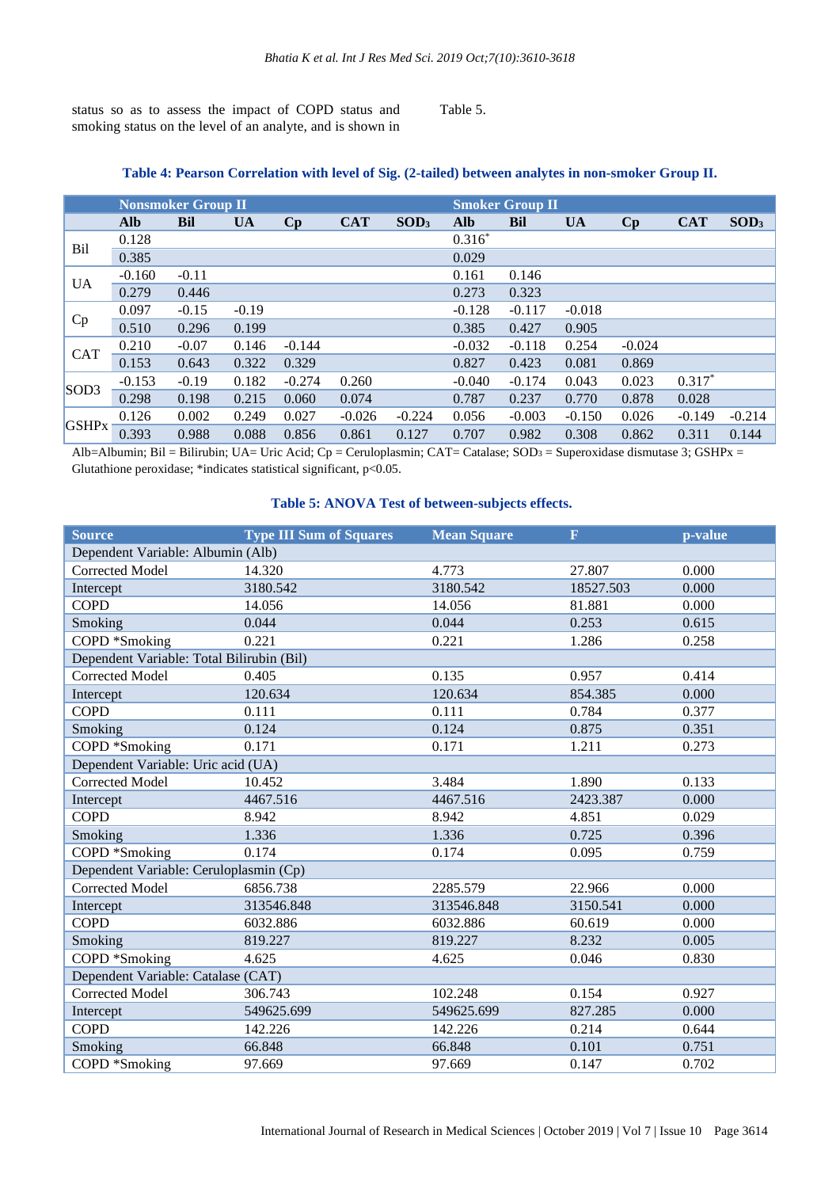status so as to assess the impact of COPD status and smoking status on the level of an analyte, and is shown in Table 5.

**Table 4: Pearson Correlation with level of Sig. (2-tailed) between analytes in non-smoker Group II.**

| | Nonsmoker Group II | | | | | | Smoker Group II | | | | | |
|---|---|---|---|---|---|---|---|---|---|---|---|---|
| | **Alb** | **Bil** | **UA** | **Cp** | **CAT** | **$SOD_3$** | **Alb** | **Bil** | **UA** | **Cp** | **CAT** | **$SOD_3$** |
| Bil | 0.128 | | | | | | 0.316* | | | | | |
| | 0.385 | | | | | | 0.029 | | | | | |
| UA | -0.160 | -0.11 | | | | | 0.161 | 0.146 | | | | |
| | 0.279 | 0.446 | | | | | 0.273 | 0.323 | | | | |
| Cp | 0.097 | -0.15 | -0.19 | | | | -0.128 | -0.117 | -0.018 | | | |
| | 0.510 | 0.296 | 0.199 | | | | 0.385 | 0.427 | 0.905 | | | |
| CAT | 0.210 | -0.07 | 0.146 | -0.144 | | | -0.032 | -0.118 | 0.254 | -0.024 | | |
| | 0.153 | 0.643 | 0.322 | 0.329 | | | 0.827 | 0.423 | 0.081 | 0.869 | | |
| SOD3 | -0.153 | -0.19 | 0.182 | -0.274 | 0.260 | | -0.040 | -0.174 | 0.043 | 0.023 | 0.317* | |
| | 0.298 | 0.198 | 0.215 | 0.060 | 0.074 | | 0.787 | 0.237 | 0.770 | 0.878 | 0.028 | |
| GSHPx | 0.126 | 0.002 | 0.249 | 0.027 | -0.026 | -0.224 | 0.056 | -0.003 | -0.150 | 0.026 | -0.149 | -0.214 |
| | 0.393 | 0.988 | 0.088 | 0.856 | 0.861 | 0.127 | 0.707 | 0.982 | 0.308 | 0.862 | 0.311 | 0.144 |

Alb=Albumin; Bil = Bilirubin; UA= Uric Acid; Cp = Ceruloplasmin; CAT= Catalase; $SOD_3$ = Superoxidase dismutase 3; GSHPx = Glutathione peroxidase; *indicates statistical significant, $p<0.05$.

**Table 5: ANOVA Test of between-subjects effects.**

| Source | Type III Sum of Squares | Mean Square | F | p-value |
|---|---|---|---|---|
| Dependent Variable: Albumin (Alb) | | | | |
| Corrected Model | 14.320 | 4.773 | 27.807 | 0.000 |
| Intercept | 3180.542 | 3180.542 | 18527.503 | 0.000 |
| COPD | 14.056 | 14.056 | 81.881 | 0.000 |
| Smoking | 0.044 | 0.044 | 0.253 | 0.615 |
| COPD *Smoking | 0.221 | 0.221 | 1.286 | 0.258 |
| Dependent Variable: Total Bilirubin (Bil) | | | | |
| Corrected Model | 0.405 | 0.135 | 0.957 | 0.414 |
| Intercept | 120.634 | 120.634 | 854.385 | 0.000 |
| COPD | 0.111 | 0.111 | 0.784 | 0.377 |
| Smoking | 0.124 | 0.124 | 0.875 | 0.351 |
| COPD *Smoking | 0.171 | 0.171 | 1.211 | 0.273 |
| Dependent Variable: Uric acid (UA) | | | | |
| Corrected Model | 10.452 | 3.484 | 1.890 | 0.133 |
| Intercept | 4467.516 | 4467.516 | 2423.387 | 0.000 |
| COPD | 8.942 | 8.942 | 4.851 | 0.029 |
| Smoking | 1.336 | 1.336 | 0.725 | 0.396 |
| COPD *Smoking | 0.174 | 0.174 | 0.095 | 0.759 |
| Dependent Variable: Ceruloplasmin (Cp) | | | | |
| Corrected Model | 6856.738 | 2285.579 | 22.966 | 0.000 |
| Intercept | 313546.848 | 313546.848 | 3150.541 | 0.000 |
| COPD | 6032.886 | 6032.886 | 60.619 | 0.000 |
| Smoking | 819.227 | 819.227 | 8.232 | 0.005 |
| COPD *Smoking | 4.625 | 4.625 | 0.046 | 0.830 |
| Dependent Variable: Catalase (CAT) | | | | |
| Corrected Model | 306.743 | 102.248 | 0.154 | 0.927 |
| Intercept | 549625.699 | 549625.699 | 827.285 | 0.000 |
| COPD | 142.226 | 142.226 | 0.214 | 0.644 |
| Smoking | 66.848 | 66.848 | 0.101 | 0.751 |
| COPD *Smoking | 97.669 | 97.669 | 0.147 | 0.702 |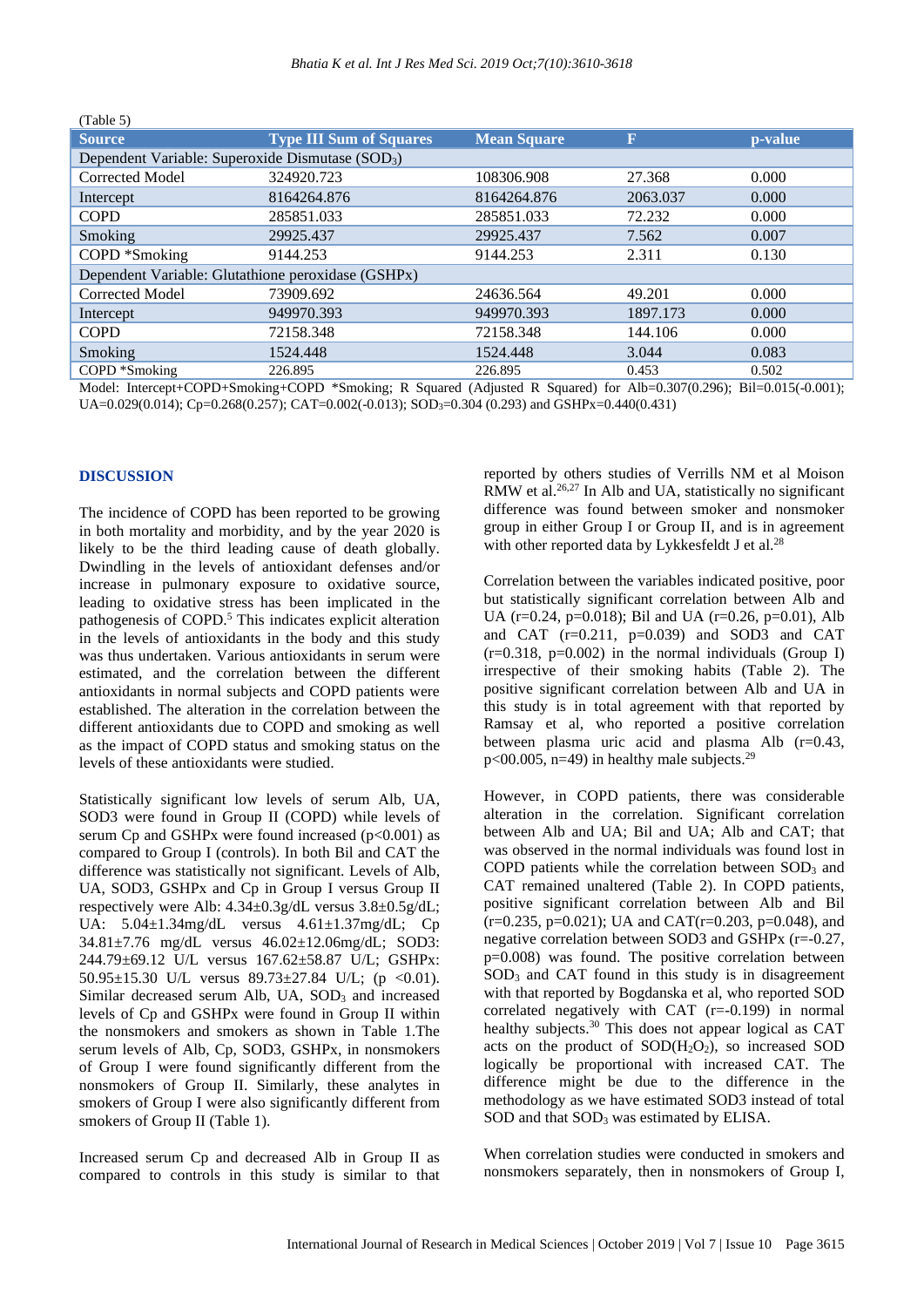(Table 5)

| Source | Type III Sum of Squares | Mean Square | F | p-value |
|---|---|---|---|---|
| Dependent Variable: Superoxide Dismutase ($SOD_3$) | | | | |
| Corrected Model | 324920.723 | 108306.908 | 27.368 | 0.000 |
| Intercept | 8164264.876 | 8164264.876 | 2063.037 | 0.000 |
| COPD | 285851.033 | 285851.033 | 72.232 | 0.000 |
| Smoking | 29925.437 | 29925.437 | 7.562 | 0.007 |
| COPD *Smoking | 9144.253 | 9144.253 | 2.311 | 0.130 |
| Dependent Variable: Glutathione peroxidase (GSHPx) | | | | |
| Corrected Model | 73909.692 | 24636.564 | 49.201 | 0.000 |
| Intercept | 949970.393 | 949970.393 | 1897.173 | 0.000 |
| COPD | 72158.348 | 72158.348 | 144.106 | 0.000 |
| Smoking | 1524.448 | 1524.448 | 3.044 | 0.083 |
| COPD *Smoking | 226.895 | 226.895 | 0.453 | 0.502 |

Model: Intercept+COPD+Smoking+COPD *Smoking; R Squared (Adjusted R Squared) for Alb=0.307(0.296); Bil=0.015(-0.001); UA=0.029(0.014); Cp=0.268(0.257); CAT=0.002(-0.013); $SOD_3$=0.304 (0.293) and GSHPx=0.440(0.431)

## DISCUSSION

The incidence of COPD has been reported to be growing in both mortality and morbidity, and by the year 2020 is likely to be the third leading cause of death globally. Dwindling in the levels of antioxidant defenses and/or increase in pulmonary exposure to oxidative source, leading to oxidative stress has been implicated in the pathogenesis of COPD.[5] This indicates explicit alteration in the levels of antioxidants in the body and this study was thus undertaken. Various antioxidants in serum were estimated, and the correlation between the different antioxidants in normal subjects and COPD patients were established. The alteration in the correlation between the different antioxidants due to COPD and smoking as well as the impact of COPD status and smoking status on the levels of these antioxidants were studied.

Statistically significant low levels of serum Alb, UA, SOD3 were found in Group II (COPD) while levels of serum Cp and GSHPx were found increased ($p<0.001$) as compared to Group I (controls). In both Bil and CAT the difference was statistically not significant. Levels of Alb, UA, SOD3, GSHPx and Cp in Group I versus Group II respectively were Alb: 4.34±0.3g/dL versus 3.8±0.5g/dL; UA: 5.04±1.34mg/dL versus 4.61±1.37mg/dL; Cp 34.81±7.76 mg/dL versus 46.02±12.06mg/dL; SOD3: 244.79±69.12 U/L versus 167.62±58.87 U/L; GSHPx: 50.95±15.30 U/L versus 89.73±27.84 U/L; ($p <0.01$). Similar decreased serum Alb, UA, $SOD_3$ and increased levels of Cp and GSHPx were found in Group II within the nonsmokers and smokers as shown in Table 1.The serum levels of Alb, Cp, SOD3, GSHPx, in nonsmokers of Group I were found significantly different from the nonsmokers of Group II. Similarly, these analytes in smokers of Group I were also significantly different from smokers of Group II (Table 1).

Increased serum Cp and decreased Alb in Group II as compared to controls in this study is similar to that reported by others studies of Verrills NM et al Moison RMW et al.[26,27] In Alb and UA, statistically no significant difference was found between smoker and nonsmoker group in either Group I or Group II, and is in agreement with other reported data by Lykkesfeldt J et al.[28]

Correlation between the variables indicated positive, poor but statistically significant correlation between Alb and UA ($r=0.24$, $p=0.018$); Bil and UA ($r=0.26$, $p=0.01$), Alb and CAT ($r=0.211$, $p=0.039$) and SOD3 and CAT ($r=0.318$, $p=0.002$) in the normal individuals (Group I) irrespective of their smoking habits (Table 2). The positive significant correlation between Alb and UA in this study is in total agreement with that reported by Ramsay et al, who reported a positive correlation between plasma uric acid and plasma Alb ($r=0.43$, $p<00.005$, $n=49$) in healthy male subjects.[29]

However, in COPD patients, there was considerable alteration in the correlation. Significant correlation between Alb and UA; Bil and UA; Alb and CAT; that was observed in the normal individuals was found lost in COPD patients while the correlation between $SOD_3$ and CAT remained unaltered (Table 2). In COPD patients, positive significant correlation between Alb and Bil ($r=0.235$, $p=0.021$); UA and CAT($r=0.203$, $p=0.048$), and negative correlation between SOD3 and GSHPx ($r=-0.27$, $p=0.008$) was found. The positive correlation between $SOD_3$ and CAT found in this study is in disagreement with that reported by Bogdanska et al, who reported SOD correlated negatively with CAT ($r=-0.199$) in normal healthy subjects.[30] This does not appear logical as CAT acts on the product of SOD($H_2O_2$), so increased SOD logically be proportional with increased CAT. The difference might be due to the difference in the methodology as we have estimated SOD3 instead of total SOD and that $SOD_3$ was estimated by ELISA.

When correlation studies were conducted in smokers and nonsmokers separately, then in nonsmokers of Group I,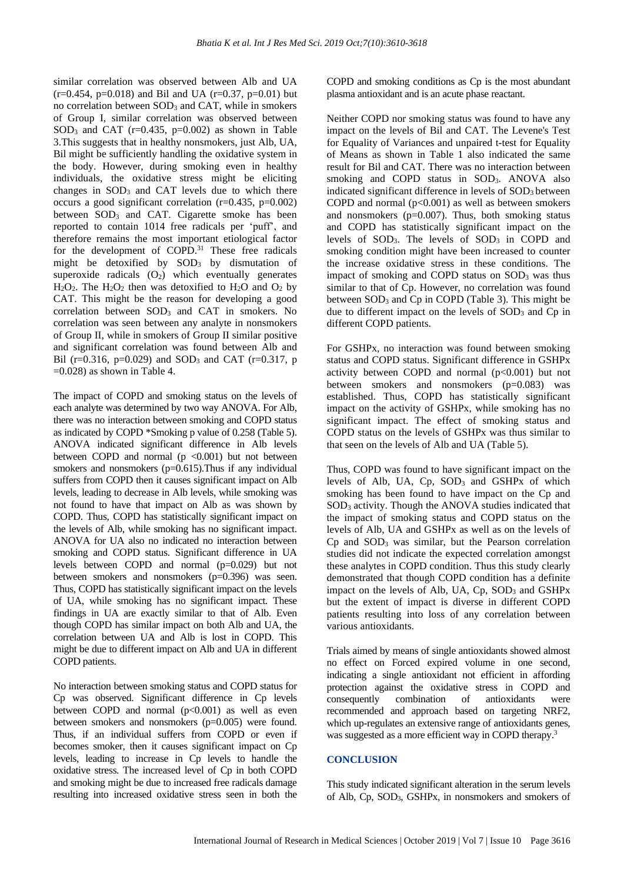similar correlation was observed between Alb and UA (r=0.454, p=0.018) and Bil and UA (r=0.37, p=0.01) but no correlation between $SOD_3$ and CAT, while in smokers of Group I, similar correlation was observed between $SOD_3$ and CAT (r=0.435, p=0.002) as shown in Table 3.This suggests that in healthy nonsmokers, just Alb, UA, Bil might be sufficiently handling the oxidative system in the body. However, during smoking even in healthy individuals, the oxidative stress might be eliciting changes in $SOD_3$ and CAT levels due to which there occurs a good significant correlation (r=0.435, p=0.002) between $SOD_3$ and CAT. Cigarette smoke has been reported to contain 1014 free radicals per 'puff', and therefore remains the most important etiological factor for the development of COPD.[31] These free radicals might be detoxified by $SOD_3$ by dismutation of superoxide radicals ($O_2$) which eventually generates $H_2O_2$. The $H_2O_2$ then was detoxified to $H_2O$ and $O_2$ by CAT. This might be the reason for developing a good correlation between $SOD_3$ and CAT in smokers. No correlation was seen between any analyte in nonsmokers of Group II, while in smokers of Group II similar positive and significant correlation was found between Alb and Bil (r=0.316, p=0.029) and $SOD_3$ and CAT (r=0.317, p =0.028) as shown in Table 4.

The impact of COPD and smoking status on the levels of each analyte was determined by two way ANOVA. For Alb, there was no interaction between smoking and COPD status as indicated by COPD *Smoking p value of 0.258 (Table 5). ANOVA indicated significant difference in Alb levels between COPD and normal (p <0.001) but not between smokers and nonsmokers (p=0.615).Thus if any individual suffers from COPD then it causes significant impact on Alb levels, leading to decrease in Alb levels, while smoking was not found to have that impact on Alb as was shown by COPD. Thus, COPD has statistically significant impact on the levels of Alb, while smoking has no significant impact. ANOVA for UA also no indicated no interaction between smoking and COPD status. Significant difference in UA levels between COPD and normal (p=0.029) but not between smokers and nonsmokers (p=0.396) was seen. Thus, COPD has statistically significant impact on the levels of UA, while smoking has no significant impact. These findings in UA are exactly similar to that of Alb. Even though COPD has similar impact on both Alb and UA, the correlation between UA and Alb is lost in COPD. This might be due to different impact on Alb and UA in different COPD patients.

No interaction between smoking status and COPD status for Cp was observed. Significant difference in Cp levels between COPD and normal (p<0.001) as well as even between smokers and nonsmokers (p=0.005) were found. Thus, if an individual suffers from COPD or even if becomes smoker, then it causes significant impact on Cp levels, leading to increase in Cp levels to handle the oxidative stress. The increased level of Cp in both COPD and smoking might be due to increased free radicals damage resulting into increased oxidative stress seen in both the COPD and smoking conditions as Cp is the most abundant plasma antioxidant and is an acute phase reactant.

Neither COPD nor smoking status was found to have any impact on the levels of Bil and CAT. The Levene's Test for Equality of Variances and unpaired t-test for Equality of Means as shown in Table 1 also indicated the same result for Bil and CAT. There was no interaction between smoking and COPD status in $SOD_3$. ANOVA also indicated significant difference in levels of $SOD_3$ between COPD and normal (p<0.001) as well as between smokers and nonsmokers (p=0.007). Thus, both smoking status and COPD has statistically significant impact on the levels of $SOD_3$. The levels of $SOD_3$ in COPD and smoking condition might have been increased to counter the increase oxidative stress in these conditions. The impact of smoking and COPD status on $SOD_3$ was thus similar to that of Cp. However, no correlation was found between $SOD_3$ and Cp in COPD (Table 3). This might be due to different impact on the levels of $SOD_3$ and Cp in different COPD patients.

For GSHPx, no interaction was found between smoking status and COPD status. Significant difference in GSHPx activity between COPD and normal (p<0.001) but not between smokers and nonsmokers (p=0.083) was established. Thus, COPD has statistically significant impact on the activity of GSHPx, while smoking has no significant impact. The effect of smoking status and COPD status on the levels of GSHPx was thus similar to that seen on the levels of Alb and UA (Table 5).

Thus, COPD was found to have significant impact on the levels of Alb, UA, Cp, $SOD_3$ and GSHPx of which smoking has been found to have impact on the Cp and $SOD_3$ activity. Though the ANOVA studies indicated that the impact of smoking status and COPD status on the levels of Alb, UA and GSHPx as well as on the levels of Cp and $SOD_3$ was similar, but the Pearson correlation studies did not indicate the expected correlation amongst these analytes in COPD condition. Thus this study clearly demonstrated that though COPD condition has a definite impact on the levels of Alb, UA, Cp, $SOD_3$ and GSHPx but the extent of impact is diverse in different COPD patients resulting into loss of any correlation between various antioxidants.

Trials aimed by means of single antioxidants showed almost no effect on Forced expired volume in one second, indicating a single antioxidant not efficient in affording protection against the oxidative stress in COPD and consequently combination of antioxidants were recommended and approach based on targeting NRF2, which up-regulates an extensive range of antioxidants genes, was suggested as a more efficient way in COPD therapy.[3]

## CONCLUSION

This study indicated significant alteration in the serum levels of Alb, Cp, $SOD_3$, GSHPx, in nonsmokers and smokers of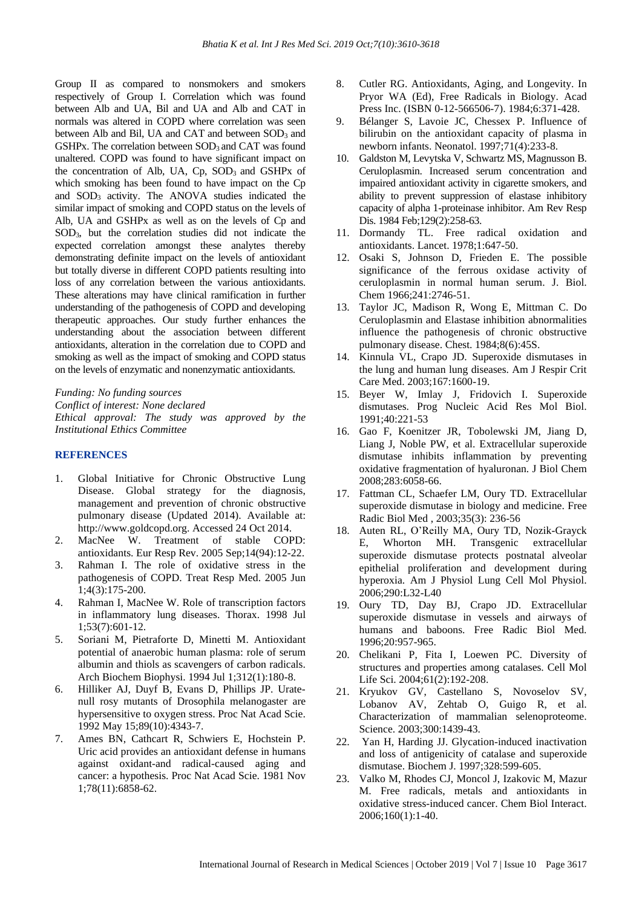Group II as compared to nonsmokers and smokers respectively of Group I. Correlation which was found between Alb and UA, Bil and UA and Alb and CAT in normals was altered in COPD where correlation was seen between Alb and Bil, UA and CAT and between $SOD_3$ and GSHPx. The correlation between $SOD_3$ and CAT was found unaltered. COPD was found to have significant impact on the concentration of Alb, UA, Cp, $SOD_3$ and GSHPx of which smoking has been found to have impact on the Cp and $SOD_3$ activity. The ANOVA studies indicated the similar impact of smoking and COPD status on the levels of Alb, UA and GSHPx as well as on the levels of Cp and $SOD_3$, but the correlation studies did not indicate the expected correlation amongst these analytes thereby demonstrating definite impact on the levels of antioxidant but totally diverse in different COPD patients resulting into loss of any correlation between the various antioxidants. These alterations may have clinical ramification in further understanding of the pathogenesis of COPD and developing therapeutic approaches. Our study further enhances the understanding about the association between different antioxidants, alteration in the correlation due to COPD and smoking as well as the impact of smoking and COPD status on the levels of enzymatic and nonenzymatic antioxidants.

*Funding: No funding sources*
*Conflict of interest: None declared*
*Ethical approval: The study was approved by the Institutional Ethics Committee*

## REFERENCES

1. Global Initiative for Chronic Obstructive Lung Disease. Global strategy for the diagnosis, management and prevention of chronic obstructive pulmonary disease (Updated 2014). Available at: http://www.goldcopd.org. Accessed 24 Oct 2014.
2. MacNee W. Treatment of stable COPD: antioxidants. Eur Resp Rev. 2005 Sep;14(94):12-22.
3. Rahman I. The role of oxidative stress in the pathogenesis of COPD. Treat Resp Med. 2005 Jun 1;4(3):175-200.
4. Rahman I, MacNee W. Role of transcription factors in inflammatory lung diseases. Thorax. 1998 Jul 1;53(7):601-12.
5. Soriani M, Pietraforte D, Minetti M. Antioxidant potential of anaerobic human plasma: role of serum albumin and thiols as scavengers of carbon radicals. Arch Biochem Biophysi. 1994 Jul 1;312(1):180-8.
6. Hilliker AJ, Duyf B, Evans D, Phillips JP. Urate-null rosy mutants of Drosophila melanogaster are hypersensitive to oxygen stress. Proc Nat Acad Scie. 1992 May 15;89(10):4343-7.
7. Ames BN, Cathcart R, Schwiers E, Hochstein P. Uric acid provides an antioxidant defense in humans against oxidant-and radical-caused aging and cancer: a hypothesis. Proc Nat Acad Scie. 1981 Nov 1;78(11):6858-62.
8. Cutler RG. Antioxidants, Aging, and Longevity. In Pryor WA (Ed), Free Radicals in Biology. Acad Press Inc. (ISBN 0-12-566506-7). 1984;6:371-428.
9. Bélanger S, Lavoie JC, Chessex P. Influence of bilirubin on the antioxidant capacity of plasma in newborn infants. Neonatol. 1997;71(4):233-8.
10. Galdston M, Levytska V, Schwartz MS, Magnusson B. Ceruloplasmin. Increased serum concentration and impaired antioxidant activity in cigarette smokers, and ability to prevent suppression of elastase inhibitory capacity of alpha 1-proteinase inhibitor. Am Rev Resp Dis. 1984 Feb;129(2):258-63.
11. Dormandy TL. Free radical oxidation and antioxidants. Lancet. 1978;1:647-50.
12. Osaki S, Johnson D, Frieden E. The possible significance of the ferrous oxidase activity of ceruloplasmin in normal human serum. J. Biol. Chem 1966;241:2746-51.
13. Taylor JC, Madison R, Wong E, Mittman C. Do Ceruloplasmin and Elastase inhibition abnormalities influence the pathogenesis of chronic obstructive pulmonary disease. Chest. 1984;8(6):45S.
14. Kinnula VL, Crapo JD. Superoxide dismutases in the lung and human lung diseases. Am J Respir Crit Care Med. 2003;167:1600-19.
15. Beyer W, Imlay J, Fridovich I. Superoxide dismutases. Prog Nucleic Acid Res Mol Biol. 1991;40:221-53
16. Gao F, Koenitzer JR, Tobolewski JM, Jiang D, Liang J, Noble PW, et al. Extracellular superoxide dismutase inhibits inflammation by preventing oxidative fragmentation of hyaluronan. J Biol Chem 2008;283:6058-66.
17. Fattman CL, Schaefer LM, Oury TD. Extracellular superoxide dismutase in biology and medicine. Free Radic Biol Med , 2003;35(3): 236-56
18. Auten RL, O'Reilly MA, Oury TD, Nozik-Grayck E, Whorton MH. Transgenic extracellular superoxide dismutase protects postnatal alveolar epithelial proliferation and development during hyperoxia. Am J Physiol Lung Cell Mol Physiol. 2006;290:L32-L40
19. Oury TD, Day BJ, Crapo JD. Extracellular superoxide dismutase in vessels and airways of humans and baboons. Free Radic Biol Med. 1996;20:957-965.
20. Chelikani P, Fita I, Loewen PC. Diversity of structures and properties among catalases. Cell Mol Life Sci. 2004;61(2):192-208.
21. Kryukov GV, Castellano S, Novoselov SV, Lobanov AV, Zehtab O, Guigo R, et al. Characterization of mammalian selenoproteome. Science. 2003;300:1439-43.
22. Yan H, Harding JJ. Glycation-induced inactivation and loss of antigenicity of catalase and superoxide dismutase. Biochem J. 1997;328:599-605.
23. Valko M, Rhodes CJ, Moncol J, Izakovic M, Mazur M. Free radicals, metals and antioxidants in oxidative stress-induced cancer. Chem Biol Interact. 2006;160(1):1-40.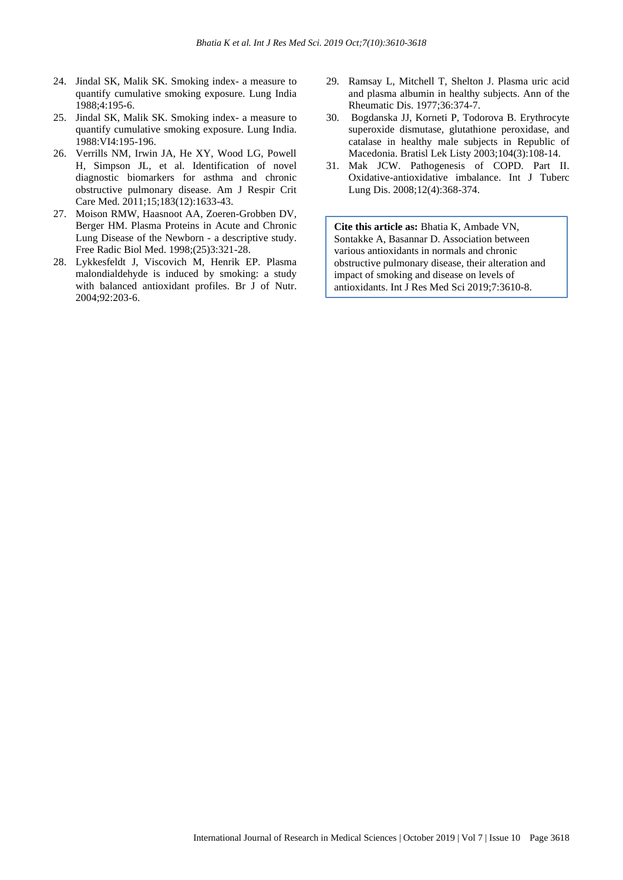24. Jindal SK, Malik SK. Smoking index- a measure to quantify cumulative smoking exposure. Lung India 1988;4:195-6.
25. Jindal SK, Malik SK. Smoking index- a measure to quantify cumulative smoking exposure. Lung India. 1988:VI4:195-196.
26. Verrills NM, Irwin JA, He XY, Wood LG, Powell H, Simpson JL, et al. Identification of novel diagnostic biomarkers for asthma and chronic obstructive pulmonary disease. Am J Respir Crit Care Med. 2011;15;183(12):1633-43.
27. Moison RMW, Haasnoot AA, Zoeren-Grobben DV, Berger HM. Plasma Proteins in Acute and Chronic Lung Disease of the Newborn - a descriptive study. Free Radic Biol Med. 1998;(25)3:321-28.
28. Lykkesfeldt J, Viscovich M, Henrik EP. Plasma malondialdehyde is induced by smoking: a study with balanced antioxidant profiles. Br J of Nutr. 2004;92:203-6.
29. Ramsay L, Mitchell T, Shelton J. Plasma uric acid and plasma albumin in healthy subjects. Ann of the Rheumatic Dis. 1977;36:374-7.
30. Bogdanska JJ, Korneti P, Todorova B. Erythrocyte superoxide dismutase, glutathione peroxidase, and catalase in healthy male subjects in Republic of Macedonia. Bratisl Lek Listy 2003;104(3):108-14.
31. Mak JCW. Pathogenesis of COPD. Part II. Oxidative-antioxidative imbalance. Int J Tuberc Lung Dis. 2008;12(4):368-374.

**Cite this article as:** Bhatia K, Ambade VN, Sontakke A, Basannar D. Association between various antioxidants in normals and chronic obstructive pulmonary disease, their alteration and impact of smoking and disease on levels of antioxidants. Int J Res Med Sci 2019;7:3610-8.